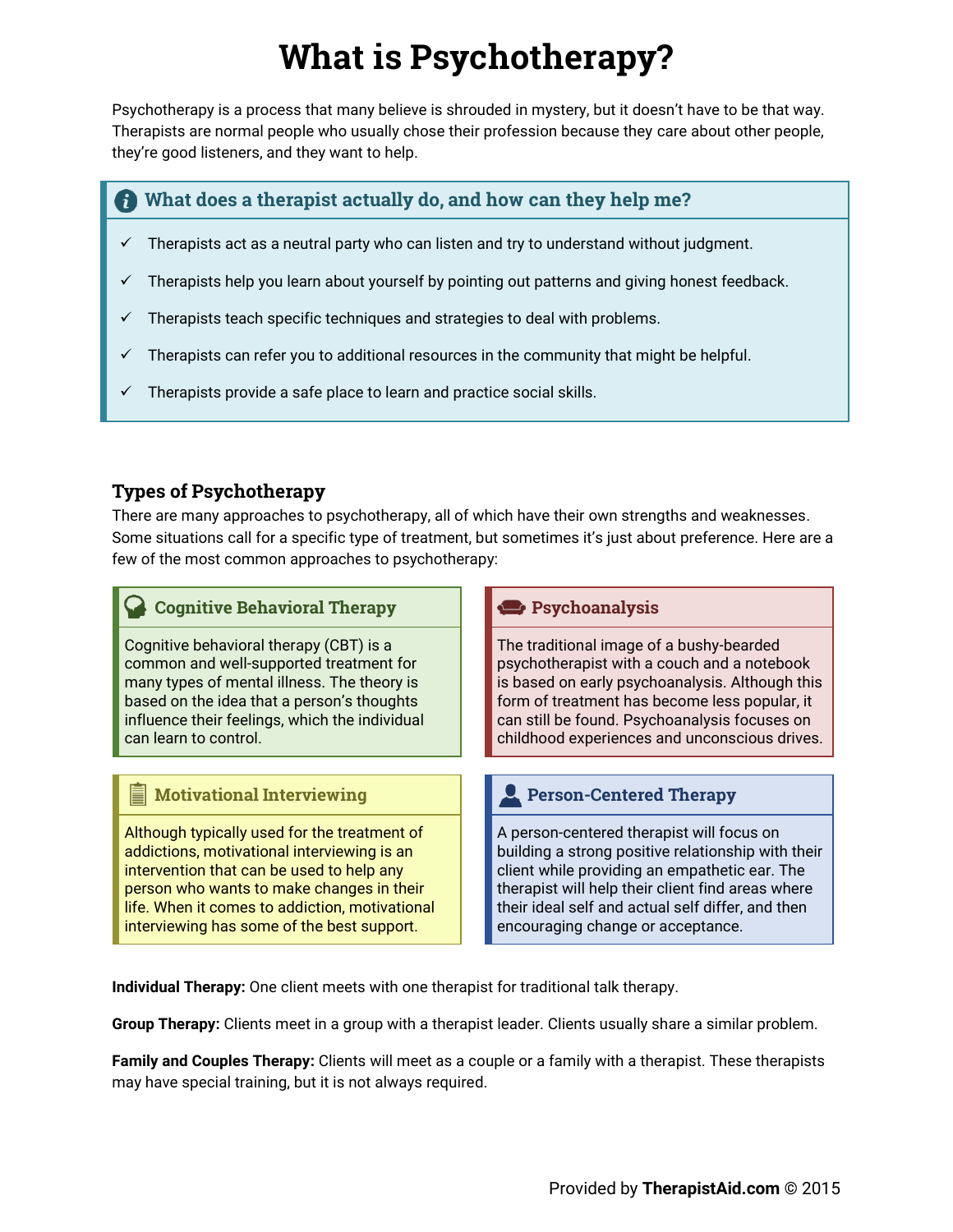# What is Psychotherapy?

Psychotherapy is a process that many believe is shrouded in mystery, but it doesn't have to be that way. Therapists are normal people who usually chose their profession because they care about other people, they're good listeners, and they want to help.

### What does a therapist actually do, and how can they help me?

- ✓ Therapists act as a neutral party who can listen and try to understand without judgment.
- ✓ Therapists help you learn about yourself by pointing out patterns and giving honest feedback.
- ✓ Therapists teach specific techniques and strategies to deal with problems.
- ✓ Therapists can refer you to additional resources in the community that might be helpful.
- ✓ Therapists provide a safe place to learn and practice social skills.

## Types of Psychotherapy

There are many approaches to psychotherapy, all of which have their own strengths and weaknesses. Some situations call for a specific type of treatment, but sometimes it's just about preference. Here are a few of the most common approaches to psychotherapy:

### Cognitive Behavioral Therapy

Cognitive behavioral therapy (CBT) is a common and well-supported treatment for many types of mental illness. The theory is based on the idea that a person's thoughts influence their feelings, which the individual can learn to control.

### Psychoanalysis

The traditional image of a bushy-bearded psychotherapist with a couch and a notebook is based on early psychoanalysis. Although this form of treatment has become less popular, it can still be found. Psychoanalysis focuses on childhood experiences and unconscious drives.

### Motivational Interviewing

Although typically used for the treatment of addictions, motivational interviewing is an intervention that can be used to help any person who wants to make changes in their life. When it comes to addiction, motivational interviewing has some of the best support.

### Person-Centered Therapy

A person-centered therapist will focus on building a strong positive relationship with their client while providing an empathetic ear. The therapist will help their client find areas where their ideal self and actual self differ, and then encouraging change or acceptance.

**Individual Therapy:** One client meets with one therapist for traditional talk therapy.

**Group Therapy:** Clients meet in a group with a therapist leader. Clients usually share a similar problem.

**Family and Couples Therapy:** Clients will meet as a couple or a family with a therapist. These therapists may have special training, but it is not always required.

Provided by **TherapistAid.com** © 2015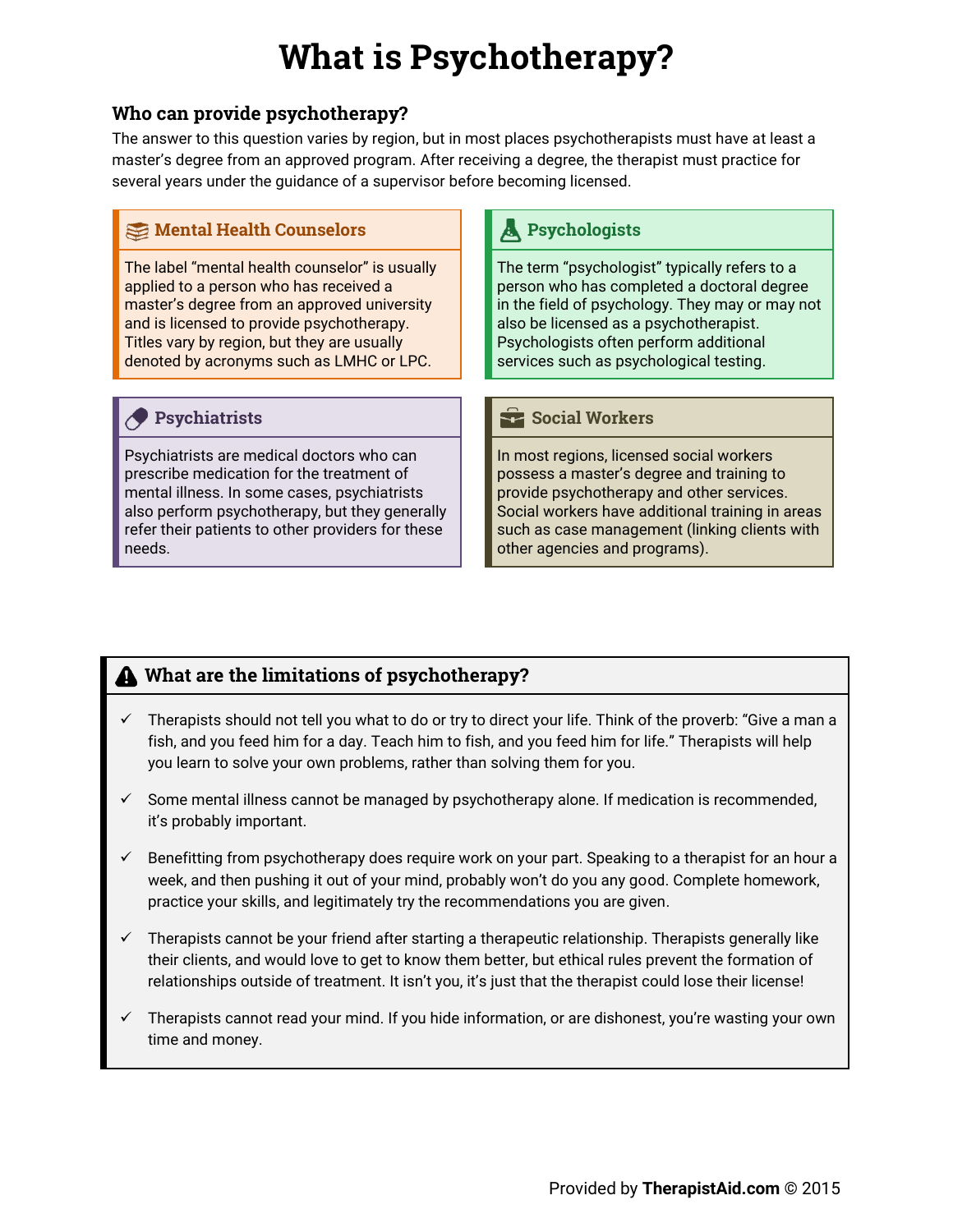# What is Psychotherapy?

### Who can provide psychotherapy?

The answer to this question varies by region, but in most places psychotherapists must have at least a master's degree from an approved program. After receiving a degree, the therapist must practice for several years under the guidance of a supervisor before becoming licensed.

#### Mental Health Counselors

The label "mental health counselor" is usually applied to a person who has received a master's degree from an approved university and is licensed to provide psychotherapy. Titles vary by region, but they are usually denoted by acronyms such as LMHC or LPC.

#### Psychologists

The term "psychologist" typically refers to a person who has completed a doctoral degree in the field of psychology. They may or may not also be licensed as a psychotherapist. Psychologists often perform additional services such as psychological testing.

#### Psychiatrists

Psychiatrists are medical doctors who can prescribe medication for the treatment of mental illness. In some cases, psychiatrists also perform psychotherapy, but they generally refer their patients to other providers for these needs.

#### Social Workers

In most regions, licensed social workers possess a master's degree and training to provide psychotherapy and other services. Social workers have additional training in areas such as case management (linking clients with other agencies and programs).

### What are the limitations of psychotherapy?

- ✓ Therapists should not tell you what to do or try to direct your life. Think of the proverb: "Give a man a fish, and you feed him for a day. Teach him to fish, and you feed him for life." Therapists will help you learn to solve your own problems, rather than solving them for you.
- ✓ Some mental illness cannot be managed by psychotherapy alone. If medication is recommended, it's probably important.
- ✓ Benefitting from psychotherapy does require work on your part. Speaking to a therapist for an hour a week, and then pushing it out of your mind, probably won't do you any good. Complete homework, practice your skills, and legitimately try the recommendations you are given.
- ✓ Therapists cannot be your friend after starting a therapeutic relationship. Therapists generally like their clients, and would love to get to know them better, but ethical rules prevent the formation of relationships outside of treatment. It isn't you, it's just that the therapist could lose their license!
- ✓ Therapists cannot read your mind. If you hide information, or are dishonest, you're wasting your own time and money.

Provided by **TherapistAid.com** © 2015